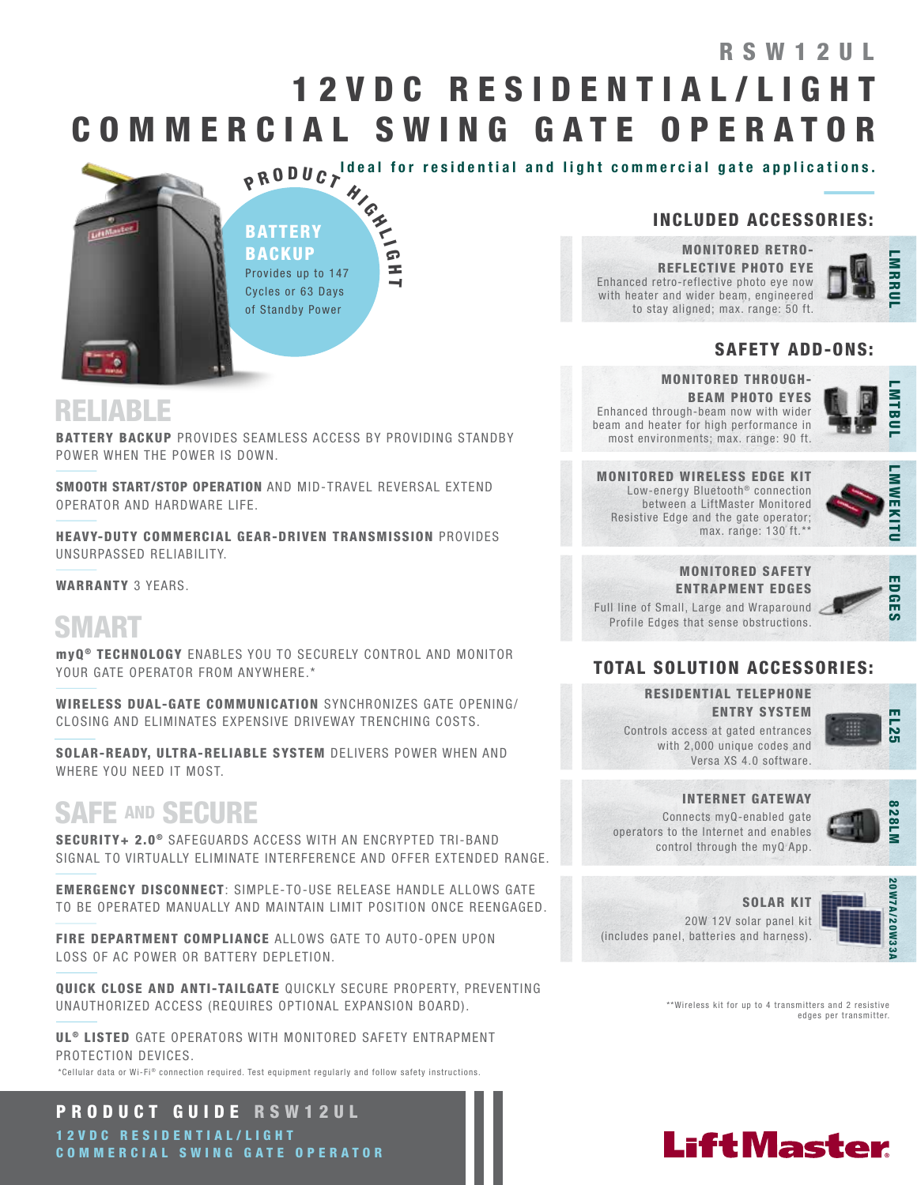# RSW12UL

# 12VDC RESIDENTIAL/LIGHT COMMERCIAL SWING GATE OPERATOR

**Ideal for residential and light commercial gate applications.**

**PRODUCT HIGHLIGHT**

**BATTERY BACKUP**
Provides up to 147 Cycles or 63 Days of Standby Power

## RELIABLE

**BATTERY BACKUP** PROVIDES SEAMLESS ACCESS BY PROVIDING STANDBY POWER WHEN THE POWER IS DOWN.

**SMOOTH START/STOP OPERATION** AND MID-TRAVEL REVERSAL EXTEND OPERATOR AND HARDWARE LIFE.

**HEAVY-DUTY COMMERCIAL GEAR-DRIVEN TRANSMISSION** PROVIDES UNSURPASSED RELIABILITY.

**WARRANTY** 3 YEARS.

## SMART

**myQ® TECHNOLOGY** ENABLES YOU TO SECURELY CONTROL AND MONITOR YOUR GATE OPERATOR FROM ANYWHERE.*

**WIRELESS DUAL-GATE COMMUNICATION** SYNCHRONIZES GATE OPENING/CLOSING AND ELIMINATES EXPENSIVE DRIVEWAY TRENCHING COSTS.

**SOLAR-READY, ULTRA-RELIABLE SYSTEM** DELIVERS POWER WHEN AND WHERE YOU NEED IT MOST.

## SAFE AND SECURE

**SECURITY+ 2.0®** SAFEGUARDS ACCESS WITH AN ENCRYPTED TRI-BAND SIGNAL TO VIRTUALLY ELIMINATE INTERFERENCE AND OFFER EXTENDED RANGE.

**EMERGENCY DISCONNECT**: SIMPLE-TO-USE RELEASE HANDLE ALLOWS GATE TO BE OPERATED MANUALLY AND MAINTAIN LIMIT POSITION ONCE REENGAGED.

**FIRE DEPARTMENT COMPLIANCE** ALLOWS GATE TO AUTO-OPEN UPON LOSS OF AC POWER OR BATTERY DEPLETION.

**QUICK CLOSE AND ANTI-TAILGATE** QUICKLY SECURE PROPERTY, PREVENTING UNAUTHORIZED ACCESS (REQUIRES OPTIONAL EXPANSION BOARD).

**UL® LISTED** GATE OPERATORS WITH MONITORED SAFETY ENTRAPMENT PROTECTION DEVICES.

*Cellular data or Wi-Fi® connection required. Test equipment regularly and follow safety instructions.

## INCLUDED ACCESSORIES:

**MONITORED RETRO-REFLECTIVE PHOTO EYE** (LMRRUL)
Enhanced retro-reflective photo eye now with heater and wider beam, engineered to stay aligned; max. range: 50 ft.

## SAFETY ADD-ONS:

**MONITORED THROUGH-BEAM PHOTO EYES** (LMTBUL)
Enhanced through-beam now with wider beam and heater for high performance in most environments; max. range: 90 ft.

**MONITORED WIRELESS EDGE KIT** (LMWEKITU)
Low-energy Bluetooth® connection between a LiftMaster Monitored Resistive Edge and the gate operator; max. range: 130 ft.**

**MONITORED SAFETY ENTRAPMENT EDGES** (EDGES)
Full line of Small, Large and Wraparound Profile Edges that sense obstructions.

## TOTAL SOLUTION ACCESSORIES:

**RESIDENTIAL TELEPHONE ENTRY SYSTEM** (EL25)
Controls access at gated entrances with 2,000 unique codes and Versa XS 4.0 software.

**INTERNET GATEWAY** (828LM)
Connects myQ-enabled gate operators to the Internet and enables control through the myQ App.

**SOLAR KIT** (20W7A/20W33A)
20W 12V solar panel kit (includes panel, batteries and harness).

**Wireless kit for up to 4 transmitters and 2 resistive edges per transmitter.

**PRODUCT GUIDE RSW12UL**
12VDC RESIDENTIAL/LIGHT COMMERCIAL SWING GATE OPERATOR

LiftMaster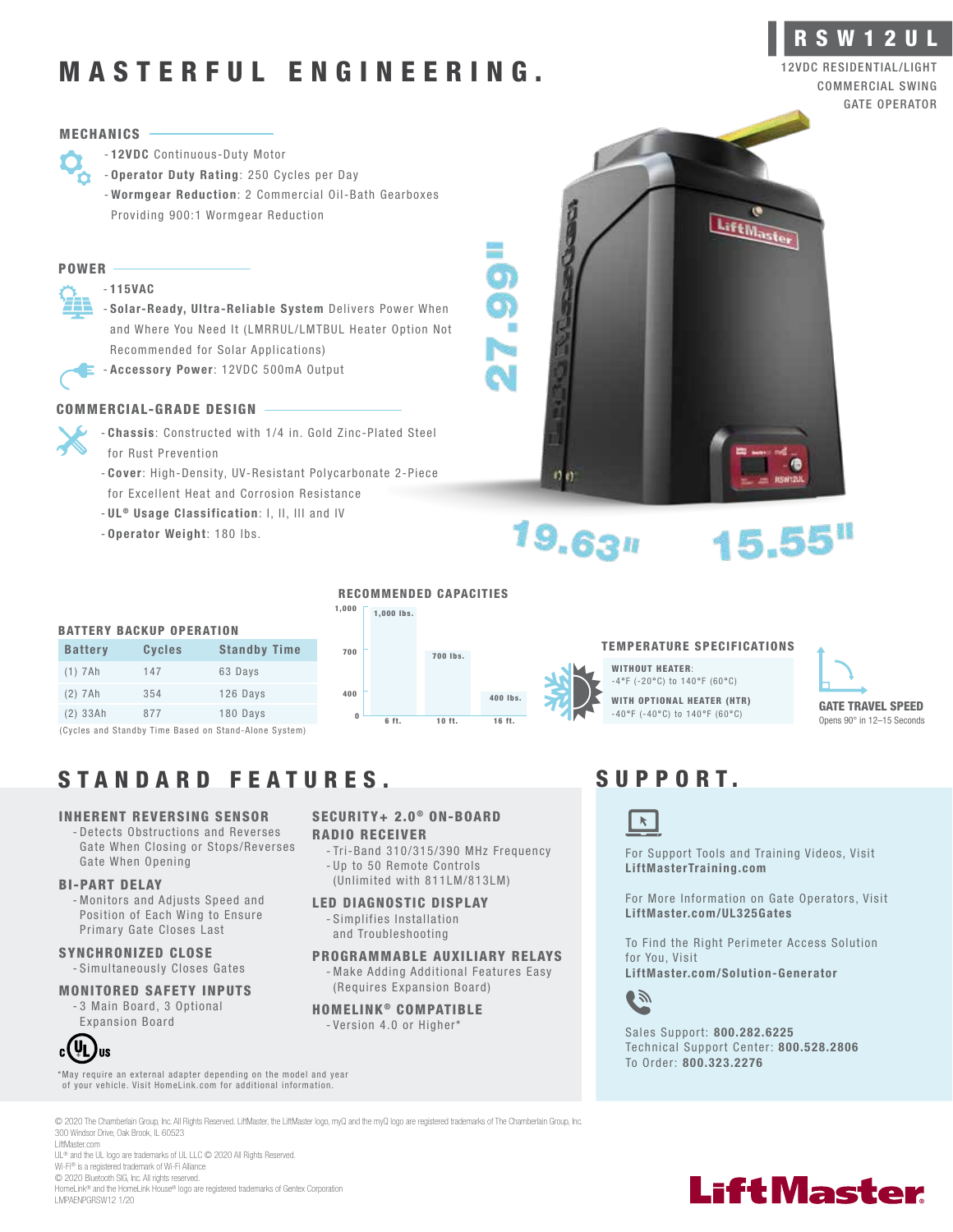# MASTERFUL ENGINEERING.

**RSW12UL**

12VDC RESIDENTIAL/LIGHT COMMERCIAL SWING GATE OPERATOR

## MECHANICS

- **12VDC** Continuous-Duty Motor
- **Operator Duty Rating**: 250 Cycles per Day
- **Wormgear Reduction**: 2 Commercial Oil-Bath Gearboxes Providing 900:1 Wormgear Reduction

## POWER

- **115VAC**
- **Solar-Ready, Ultra-Reliable System** Delivers Power When and Where You Need It (LMRRUL/LMTBUL Heater Option Not Recommended for Solar Applications)
- **Accessory Power**: 12VDC 500mA Output

## COMMERCIAL-GRADE DESIGN

- **Chassis**: Constructed with 1/4 in. Gold Zinc-Plated Steel for Rust Prevention
- **Cover**: High-Density, UV-Resistant Polycarbonate 2-Piece for Excellent Heat and Corrosion Resistance
- **UL® Usage Classification**: I, II, III and IV
- **Operator Weight**: 180 lbs.

27.99"

19.63"

15.55"

## BATTERY BACKUP OPERATION

| Battery | Cycles | Standby Time |
|---|---|---|
| (1) 7Ah | 147 | 63 Days |
| (2) 7Ah | 354 | 126 Days |
| (2) 33Ah | 877 | 180 Days |

(Cycles and Standby Time Based on Stand-Alone System)

## RECOMMENDED CAPACITIES

1,000
700
400
0

1,000 lbs.
700 lbs.
400 lbs.

6 ft.
10 ft.
16 ft.

## TEMPERATURE SPECIFICATIONS

**WITHOUT HEATER:**
-4°F (-20°C) to 140°F (60°C)

**WITH OPTIONAL HEATER (HTR)**
-40°F (-40°C) to 140°F (60°C)

## GATE TRAVEL SPEED

Opens 90° in 12–15 Seconds

# STANDARD FEATURES.

### INHERENT REVERSING SENSOR

- Detects Obstructions and Reverses Gate When Closing or Stops/Reverses Gate When Opening

### BI-PART DELAY

- Monitors and Adjusts Speed and Position of Each Wing to Ensure Primary Gate Closes Last

### SYNCHRONIZED CLOSE

- Simultaneously Closes Gates

### MONITORED SAFETY INPUTS

- 3 Main Board, 3 Optional Expansion Board

### SECURITY+ 2.0® ON-BOARD RADIO RECEIVER

- Tri-Band 310/315/390 MHz Frequency
- Up to 50 Remote Controls (Unlimited with 811LM/813LM)

### LED DIAGNOSTIC DISPLAY

- Simplifies Installation and Troubleshooting

### PROGRAMMABLE AUXILIARY RELAYS

- Make Adding Additional Features Easy (Requires Expansion Board)

### HOMELINK® COMPATIBLE

- Version 4.0 or Higher*

*May require an external adapter depending on the model and year of your vehicle. Visit HomeLink.com for additional information.

# SUPPORT.

For Support Tools and Training Videos, Visit **LiftMasterTraining.com**

For More Information on Gate Operators, Visit **LiftMaster.com/UL325Gates**

To Find the Right Perimeter Access Solution for You, Visit **LiftMaster.com/Solution-Generator**

Sales Support: **800.282.6225**
Technical Support Center: **800.528.2806**
To Order: **800.323.2276**

© 2020 The Chamberlain Group, Inc. All Rights Reserved. LiftMaster, the LiftMaster logo, myQ and the myQ logo are registered trademarks of The Chamberlain Group, Inc.
300 Windsor Drive, Oak Brook, IL 60523
LiftMaster.com
UL® and the UL logo are trademarks of UL LLC © 2020 All Rights Reserved.
Wi-Fi® is a registered trademark of Wi-Fi Alliance
© 2020 Bluetooth SIG, Inc. All rights reserved.
HomeLink® and the HomeLink House® logo are registered trademarks of Gentex Corporation
LMPAENPGRSW12 1/20

LiftMaster